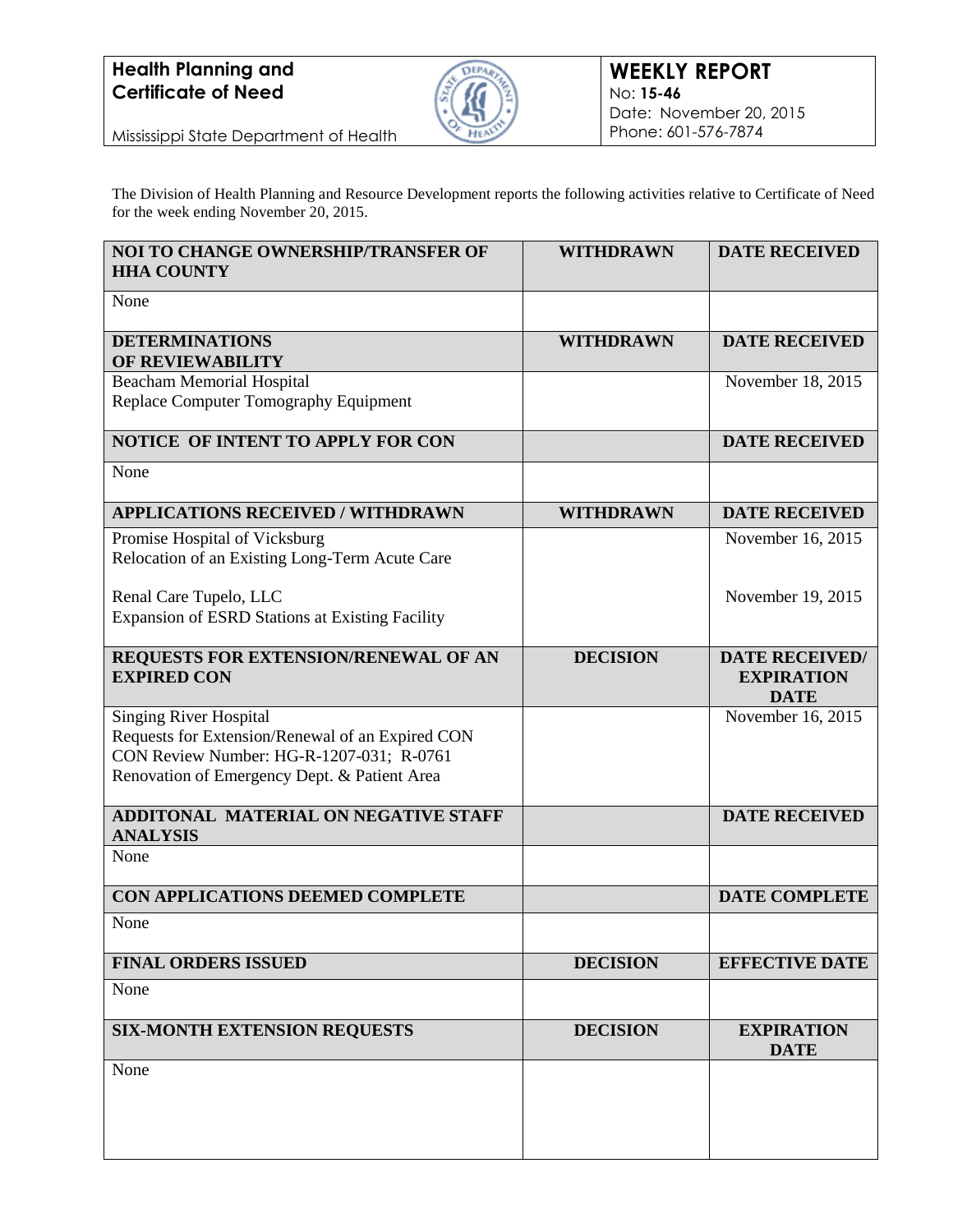**Health Planning and Certificate of Need**

Mississippi State Department of Health

**WEEKLY REPORT**
No: **15-46**
Date: November 20, 2015
Phone: 601-576-7874

The Division of Health Planning and Resource Development reports the following activities relative to Certificate of Need for the week ending November 20, 2015.

| NOI TO CHANGE OWNERSHIP/TRANSFER OF HHA COUNTY | WITHDRAWN | DATE RECEIVED |
|---|---|---|
| None | | |

| DETERMINATIONS OF REVIEWABILITY | WITHDRAWN | DATE RECEIVED |
|---|---|---|
| Beacham Memorial Hospital<br>Replace Computer Tomography Equipment | | November 18, 2015 |

| NOTICE OF INTENT TO APPLY FOR CON | | DATE RECEIVED |
|---|---|---|
| None | | |

| APPLICATIONS RECEIVED / WITHDRAWN | WITHDRAWN | DATE RECEIVED |
|---|---|---|
| Promise Hospital of Vicksburg<br>Relocation of an Existing Long-Term Acute Care | | November 16, 2015 |
| Renal Care Tupelo, LLC<br>Expansion of ESRD Stations at Existing Facility | | November 19, 2015 |

| REQUESTS FOR EXTENSION/RENEWAL OF AN EXPIRED CON | DECISION | DATE RECEIVED/ EXPIRATION DATE |
|---|---|---|
| Singing River Hospital<br>Requests for Extension/Renewal of an Expired CON<br>CON Review Number: HG-R-1207-031; R-0761<br>Renovation of Emergency Dept. & Patient Area | | November 16, 2015 |

| ADDITONAL MATERIAL ON NEGATIVE STAFF ANALYSIS | | DATE RECEIVED |
|---|---|---|
| None | | |

| CON APPLICATIONS DEEMED COMPLETE | | DATE COMPLETE |
|---|---|---|
| None | | |

| FINAL ORDERS ISSUED | DECISION | EFFECTIVE DATE |
|---|---|---|
| None | | |

| SIX-MONTH EXTENSION REQUESTS | DECISION | EXPIRATION DATE |
|---|---|---|
| None | | |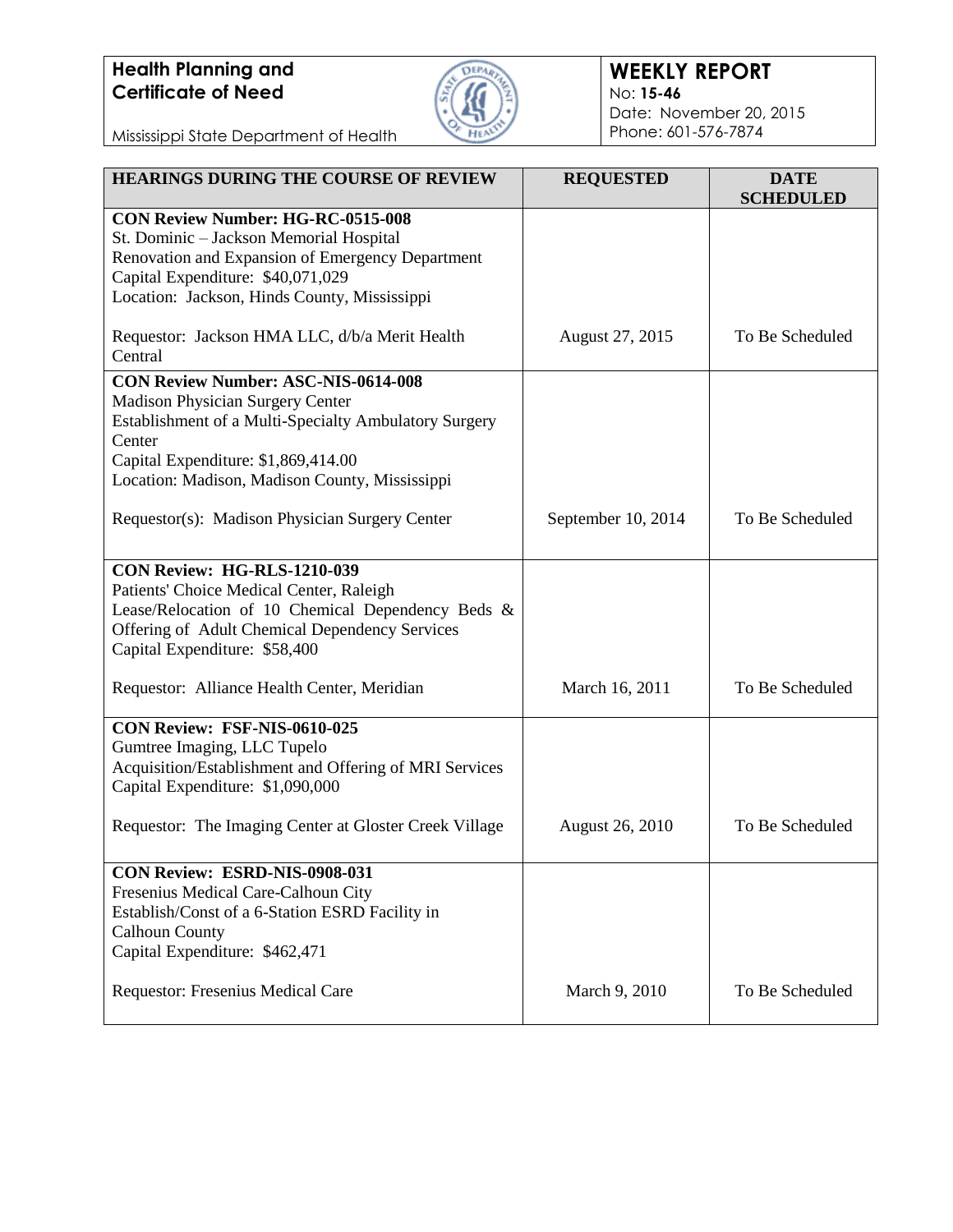**Health Planning and Certificate of Need**

Mississippi State Department of Health

**WEEKLY REPORT**
No: **15-46**
Date: November 20, 2015
Phone: 601-576-7874

| HEARINGS DURING THE COURSE OF REVIEW | REQUESTED | DATE SCHEDULED |
|---|---|---|
| **CON Review Number: HG-RC-0515-008**<br>St. Dominic – Jackson Memorial Hospital<br>Renovation and Expansion of Emergency Department<br>Capital Expenditure: $40,071,029<br>Location: Jackson, Hinds County, Mississippi<br><br>Requestor: Jackson HMA LLC, d/b/a Merit Health Central | August 27, 2015 | To Be Scheduled |
| **CON Review Number: ASC-NIS-0614-008**<br>Madison Physician Surgery Center<br>Establishment of a Multi-Specialty Ambulatory Surgery Center<br>Capital Expenditure: $1,869,414.00<br>Location: Madison, Madison County, Mississippi<br><br>Requestor(s): Madison Physician Surgery Center | September 10, 2014 | To Be Scheduled |
| **CON Review: HG-RLS-1210-039**<br>Patients' Choice Medical Center, Raleigh<br>Lease/Relocation of 10 Chemical Dependency Beds & Offering of Adult Chemical Dependency Services<br>Capital Expenditure: $58,400<br><br>Requestor: Alliance Health Center, Meridian | March 16, 2011 | To Be Scheduled |
| **CON Review: FSF-NIS-0610-025**<br>Gumtree Imaging, LLC Tupelo<br>Acquisition/Establishment and Offering of MRI Services<br>Capital Expenditure: $1,090,000<br><br>Requestor: The Imaging Center at Gloster Creek Village | August 26, 2010 | To Be Scheduled |
| **CON Review: ESRD-NIS-0908-031**<br>Fresenius Medical Care-Calhoun City<br>Establish/Const of a 6-Station ESRD Facility in Calhoun County<br>Capital Expenditure: $462,471<br><br>Requestor: Fresenius Medical Care | March 9, 2010 | To Be Scheduled |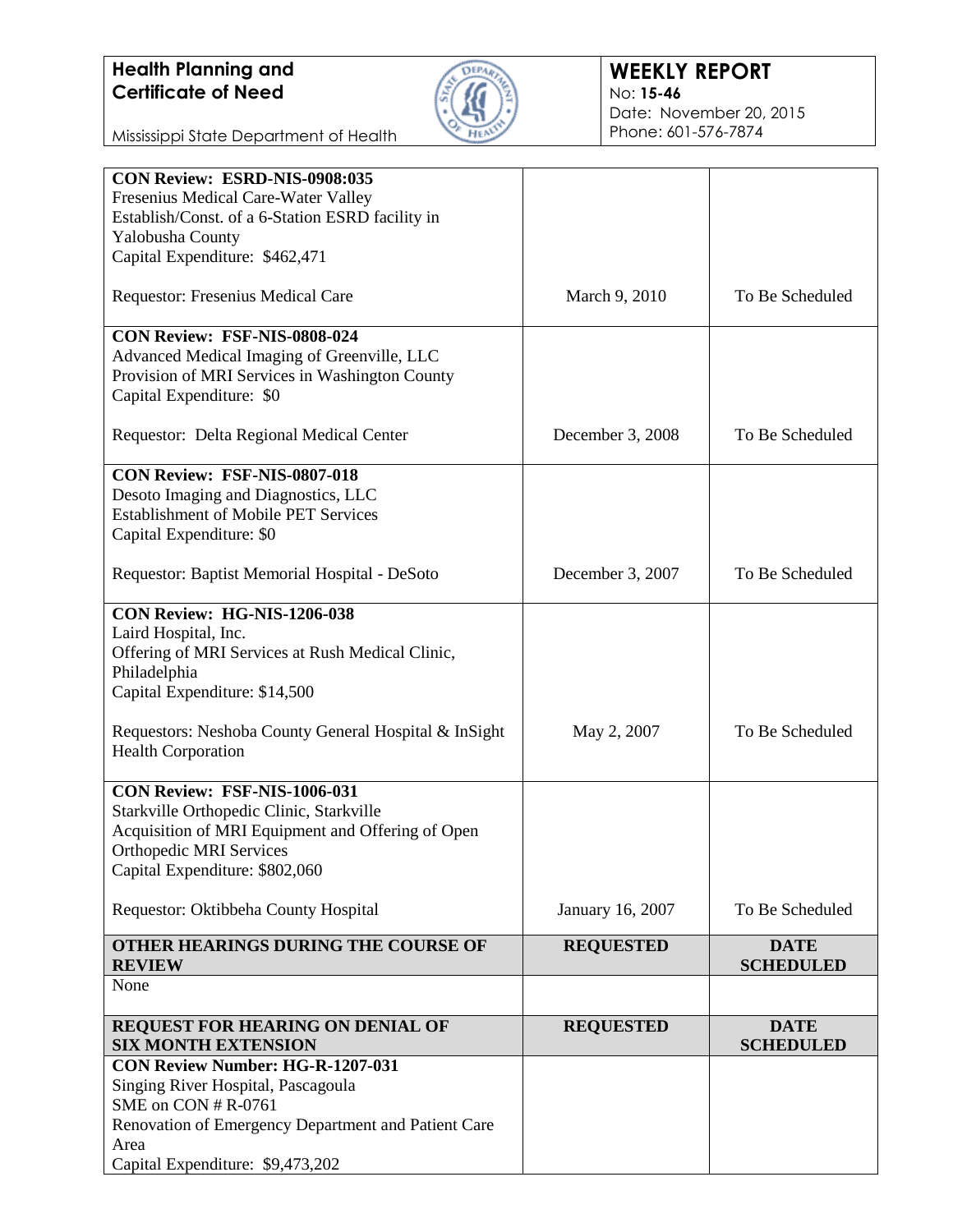| | | |
|---|---|---|
| **CON Review: ESRD-NIS-0908:035**<br>Fresenius Medical Care-Water Valley<br>Establish/Const. of a 6-Station ESRD facility in Yalobusha County<br>Capital Expenditure: $462,471<br><br>Requestor: Fresenius Medical Care | March 9, 2010 | To Be Scheduled |
| **CON Review: FSF-NIS-0808-024**<br>Advanced Medical Imaging of Greenville, LLC<br>Provision of MRI Services in Washington County<br>Capital Expenditure: $0<br><br>Requestor: Delta Regional Medical Center | December 3, 2008 | To Be Scheduled |
| **CON Review: FSF-NIS-0807-018**<br>Desoto Imaging and Diagnostics, LLC<br>Establishment of Mobile PET Services<br>Capital Expenditure: $0<br><br>Requestor: Baptist Memorial Hospital - DeSoto | December 3, 2007 | To Be Scheduled |
| **CON Review: HG-NIS-1206-038**<br>Laird Hospital, Inc.<br>Offering of MRI Services at Rush Medical Clinic, Philadelphia<br>Capital Expenditure: $14,500<br><br>Requestors: Neshoba County General Hospital & InSight Health Corporation | May 2, 2007 | To Be Scheduled |
| **CON Review: FSF-NIS-1006-031**<br>Starkville Orthopedic Clinic, Starkville<br>Acquisition of MRI Equipment and Offering of Open Orthopedic MRI Services<br>Capital Expenditure: $802,060<br><br>Requestor: Oktibbeha County Hospital | January 16, 2007 | To Be Scheduled |
| **OTHER HEARINGS DURING THE COURSE OF REVIEW** | **REQUESTED** | **DATE SCHEDULED** |
| None | | |
| **REQUEST FOR HEARING ON DENIAL OF SIX MONTH EXTENSION** | **REQUESTED** | **DATE SCHEDULED** |
| **CON Review Number: HG-R-1207-031**<br>Singing River Hospital, Pascagoula<br>SME on CON # R-0761<br>Renovation of Emergency Department and Patient Care Area<br>Capital Expenditure: $9,473,202 | | |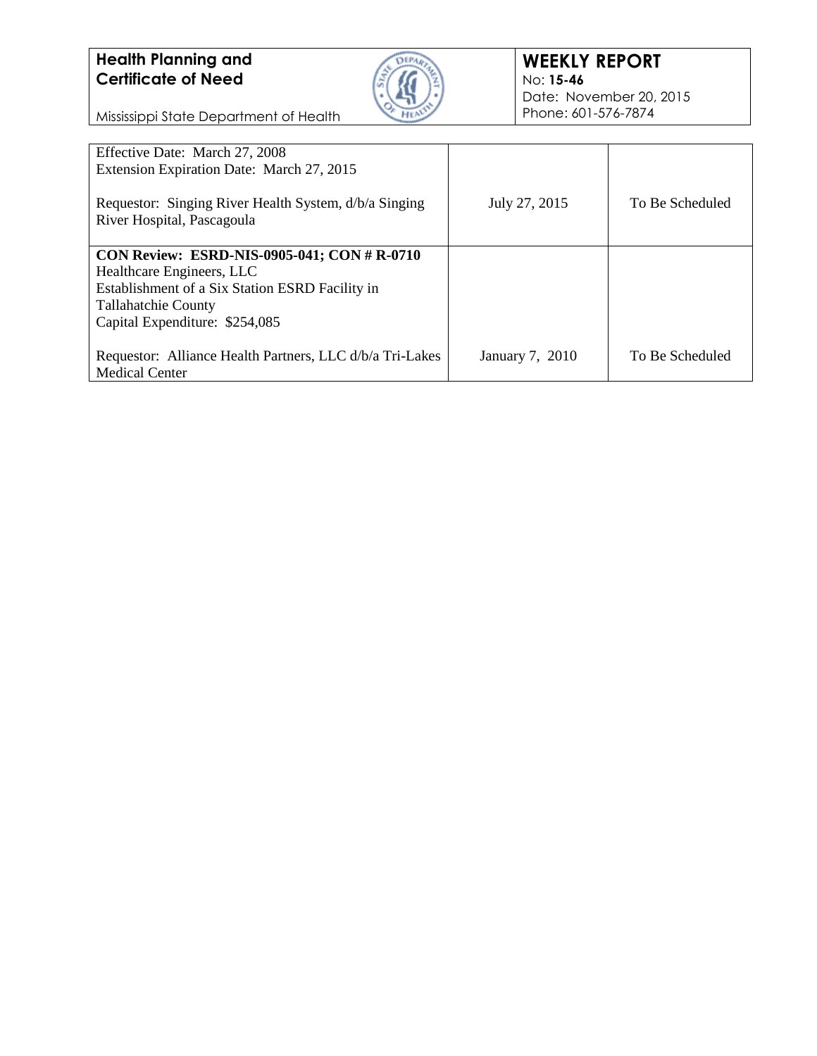| | | |
|---|---|---|
| Effective Date: March 27, 2008<br>Extension Expiration Date: March 27, 2015<br><br>Requestor: Singing River Health System, d/b/a Singing River Hospital, Pascagoula | July 27, 2015 | To Be Scheduled |
| **CON Review: ESRD-NIS-0905-041; CON # R-0710**<br>Healthcare Engineers, LLC<br>Establishment of a Six Station ESRD Facility in Tallahatchie County<br>Capital Expenditure: $254,085<br><br>Requestor: Alliance Health Partners, LLC d/b/a Tri-Lakes Medical Center | January 7, 2010 | To Be Scheduled |